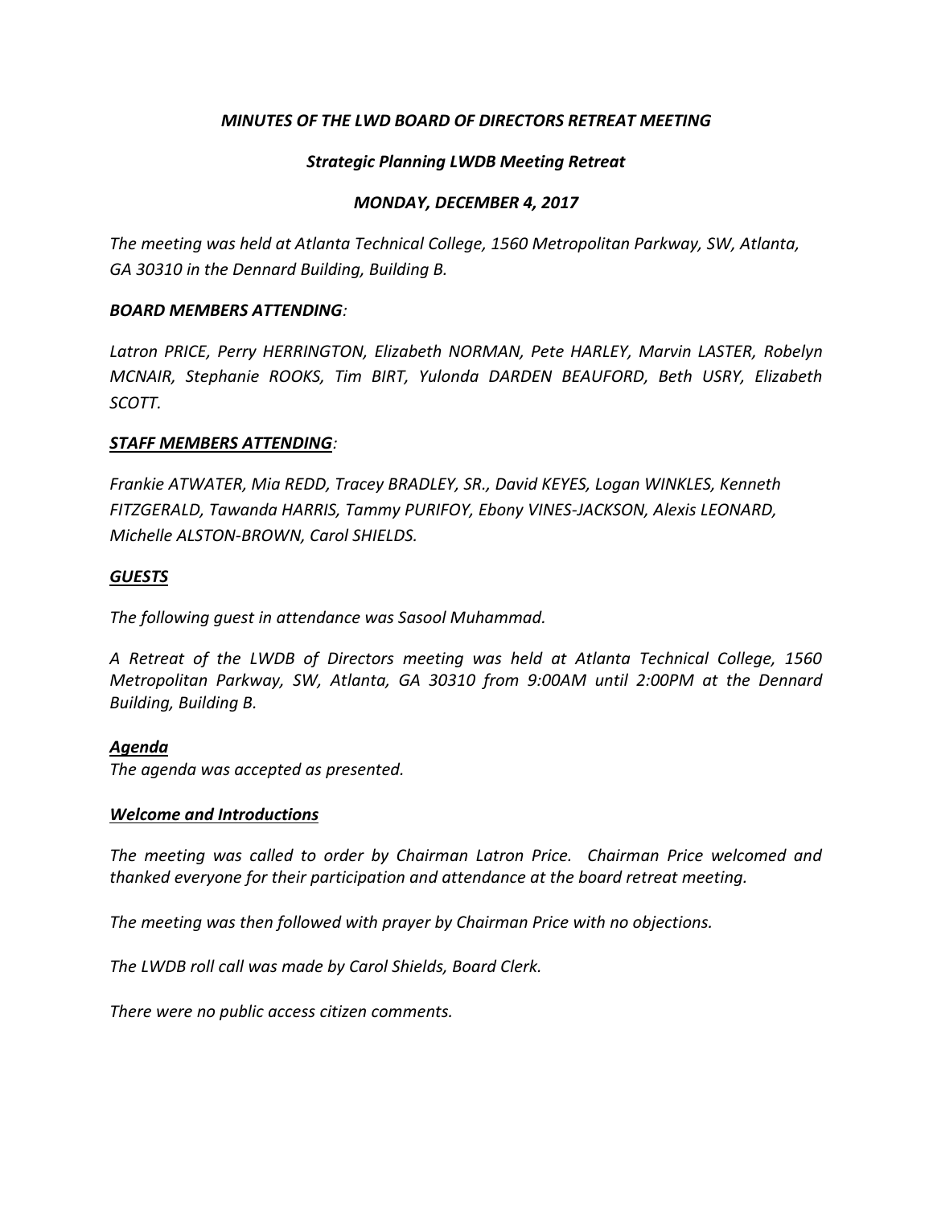*MINUTES OF THE LWD BOARD OF DIRECTORS RETREAT MEETING*

*Strategic Planning LWDB Meeting Retreat*

*MONDAY, DECEMBER 4, 2017*

*The meeting was held at Atlanta Technical College, 1560 Metropolitan Parkway, SW, Atlanta, GA 30310 in the Dennard Building, Building B.*

***BOARD MEMBERS ATTENDING**:*

*Latron PRICE, Perry HERRINGTON, Elizabeth NORMAN, Pete HARLEY, Marvin LASTER, Robelyn MCNAIR, Stephanie ROOKS, Tim BIRT, Yulonda DARDEN BEAUFORD, Beth USRY, Elizabeth SCOTT.*

***<u>STAFF MEMBERS ATTENDING</u>**:*

*Frankie ATWATER, Mia REDD, Tracey BRADLEY, SR., David KEYES, Logan WINKLES, Kenneth FITZGERALD, Tawanda HARRIS, Tammy PURIFOY, Ebony VINES-JACKSON, Alexis LEONARD, Michelle ALSTON-BROWN, Carol SHIELDS.*

***<u>GUESTS</u>***

*The following guest in attendance was Sasool Muhammad.*

*A Retreat of the LWDB of Directors meeting was held at Atlanta Technical College, 1560 Metropolitan Parkway, SW, Atlanta, GA 30310 from 9:00AM until 2:00PM at the Dennard Building, Building B.*

***<u>Agenda</u>***

*The agenda was accepted as presented.*

***<u>Welcome and Introductions</u>***

*The meeting was called to order by Chairman Latron Price. Chairman Price welcomed and thanked everyone for their participation and attendance at the board retreat meeting.*

*The meeting was then followed with prayer by Chairman Price with no objections.*

*The LWDB roll call was made by Carol Shields, Board Clerk.*

*There were no public access citizen comments.*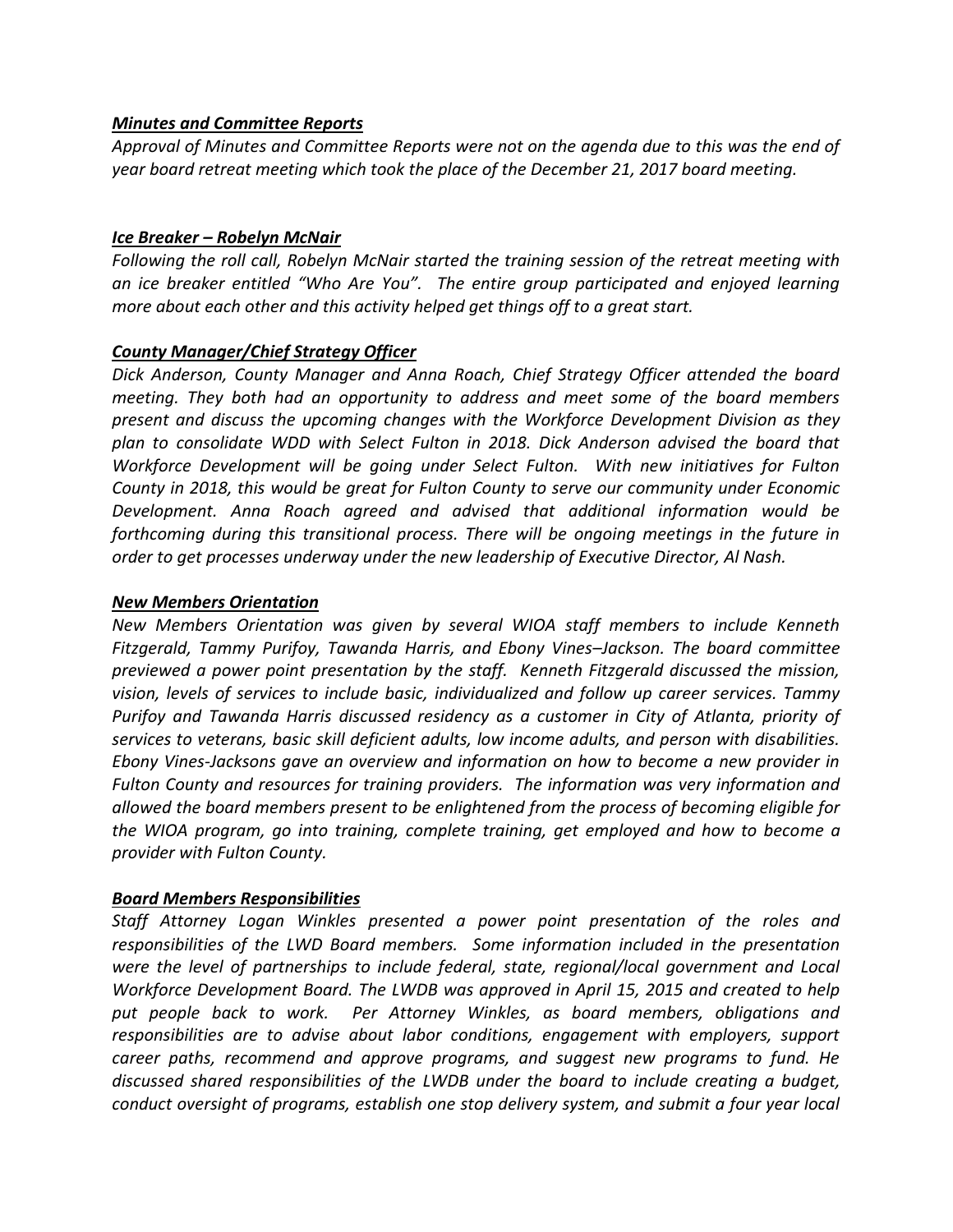***Minutes and Committee Reports***

*Approval of Minutes and Committee Reports were not on the agenda due to this was the end of year board retreat meeting which took the place of the December 21, 2017 board meeting.*

***Ice Breaker – Robelyn McNair***

*Following the roll call, Robelyn McNair started the training session of the retreat meeting with an ice breaker entitled "Who Are You". The entire group participated and enjoyed learning more about each other and this activity helped get things off to a great start.*

***County Manager/Chief Strategy Officer***

*Dick Anderson, County Manager and Anna Roach, Chief Strategy Officer attended the board meeting. They both had an opportunity to address and meet some of the board members present and discuss the upcoming changes with the Workforce Development Division as they plan to consolidate WDD with Select Fulton in 2018. Dick Anderson advised the board that Workforce Development will be going under Select Fulton. With new initiatives for Fulton County in 2018, this would be great for Fulton County to serve our community under Economic Development. Anna Roach agreed and advised that additional information would be forthcoming during this transitional process. There will be ongoing meetings in the future in order to get processes underway under the new leadership of Executive Director, Al Nash.*

***New Members Orientation***

*New Members Orientation was given by several WIOA staff members to include Kenneth Fitzgerald, Tammy Purifoy, Tawanda Harris, and Ebony Vines–Jackson. The board committee previewed a power point presentation by the staff. Kenneth Fitzgerald discussed the mission, vision, levels of services to include basic, individualized and follow up career services. Tammy Purifoy and Tawanda Harris discussed residency as a customer in City of Atlanta, priority of services to veterans, basic skill deficient adults, low income adults, and person with disabilities. Ebony Vines-Jacksons gave an overview and information on how to become a new provider in Fulton County and resources for training providers. The information was very information and allowed the board members present to be enlightened from the process of becoming eligible for the WIOA program, go into training, complete training, get employed and how to become a provider with Fulton County.*

***Board Members Responsibilities***

*Staff Attorney Logan Winkles presented a power point presentation of the roles and responsibilities of the LWD Board members. Some information included in the presentation were the level of partnerships to include federal, state, regional/local government and Local Workforce Development Board. The LWDB was approved in April 15, 2015 and created to help put people back to work. Per Attorney Winkles, as board members, obligations and responsibilities are to advise about labor conditions, engagement with employers, support career paths, recommend and approve programs, and suggest new programs to fund. He discussed shared responsibilities of the LWDB under the board to include creating a budget, conduct oversight of programs, establish one stop delivery system, and submit a four year local*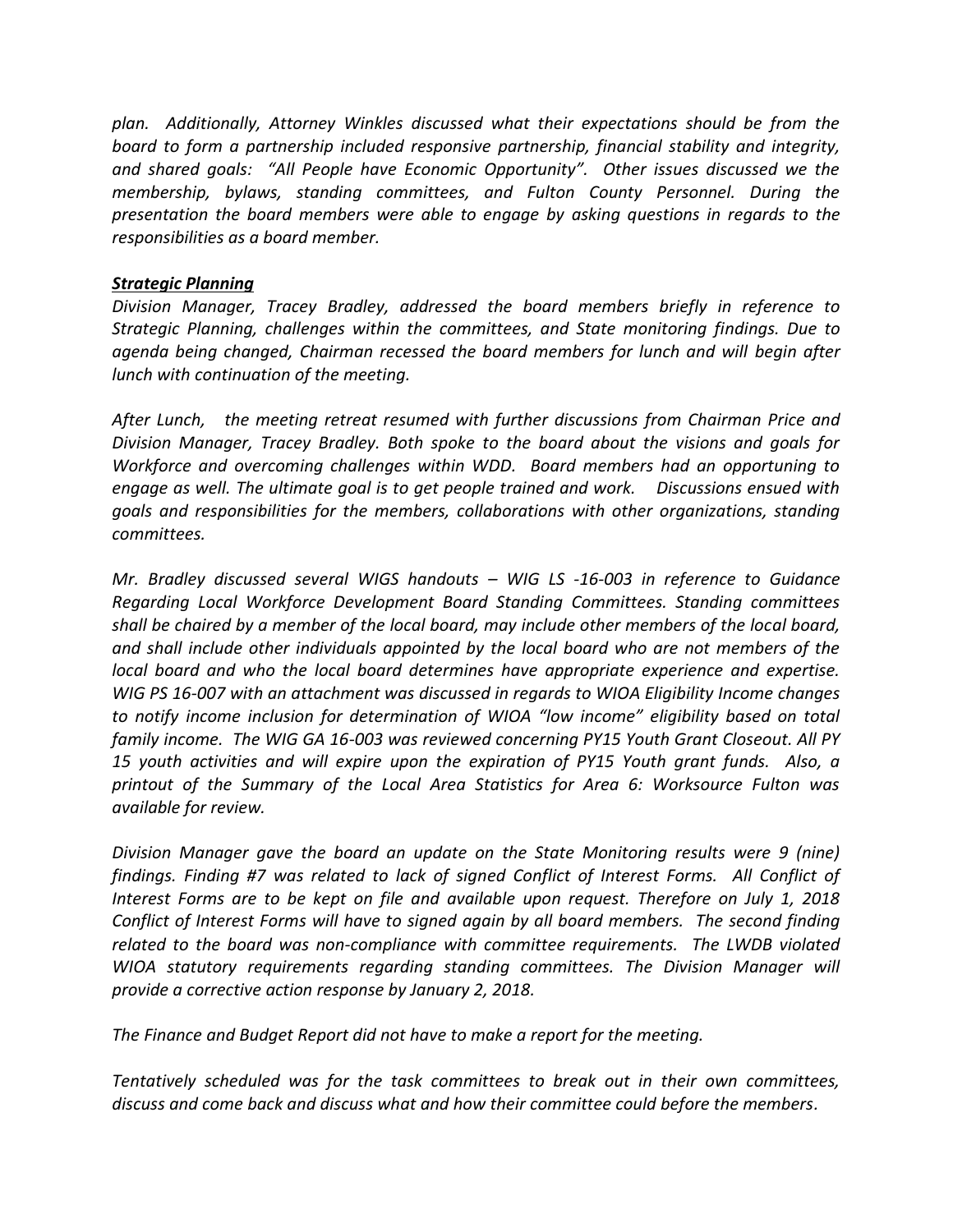*plan. Additionally, Attorney Winkles discussed what their expectations should be from the board to form a partnership included responsive partnership, financial stability and integrity, and shared goals: "All People have Economic Opportunity". Other issues discussed we the membership, bylaws, standing committees, and Fulton County Personnel. During the presentation the board members were able to engage by asking questions in regards to the responsibilities as a board member.*

***Strategic Planning***

*Division Manager, Tracey Bradley, addressed the board members briefly in reference to Strategic Planning, challenges within the committees, and State monitoring findings. Due to agenda being changed, Chairman recessed the board members for lunch and will begin after lunch with continuation of the meeting.*

*After Lunch, the meeting retreat resumed with further discussions from Chairman Price and Division Manager, Tracey Bradley. Both spoke to the board about the visions and goals for Workforce and overcoming challenges within WDD. Board members had an opportuning to engage as well. The ultimate goal is to get people trained and work. Discussions ensued with goals and responsibilities for the members, collaborations with other organizations, standing committees.*

*Mr. Bradley discussed several WIGS handouts – WIG LS -16-003 in reference to Guidance Regarding Local Workforce Development Board Standing Committees. Standing committees shall be chaired by a member of the local board, may include other members of the local board, and shall include other individuals appointed by the local board who are not members of the local board and who the local board determines have appropriate experience and expertise. WIG PS 16-007 with an attachment was discussed in regards to WIOA Eligibility Income changes to notify income inclusion for determination of WIOA "low income" eligibility based on total family income. The WIG GA 16-003 was reviewed concerning PY15 Youth Grant Closeout. All PY 15 youth activities and will expire upon the expiration of PY15 Youth grant funds. Also, a printout of the Summary of the Local Area Statistics for Area 6: Worksource Fulton was available for review.*

*Division Manager gave the board an update on the State Monitoring results were 9 (nine) findings. Finding #7 was related to lack of signed Conflict of Interest Forms. All Conflict of Interest Forms are to be kept on file and available upon request. Therefore on July 1, 2018 Conflict of Interest Forms will have to signed again by all board members. The second finding related to the board was non-compliance with committee requirements. The LWDB violated WIOA statutory requirements regarding standing committees. The Division Manager will provide a corrective action response by January 2, 2018.*

*The Finance and Budget Report did not have to make a report for the meeting.*

*Tentatively scheduled was for the task committees to break out in their own committees, discuss and come back and discuss what and how their committee could before the members.*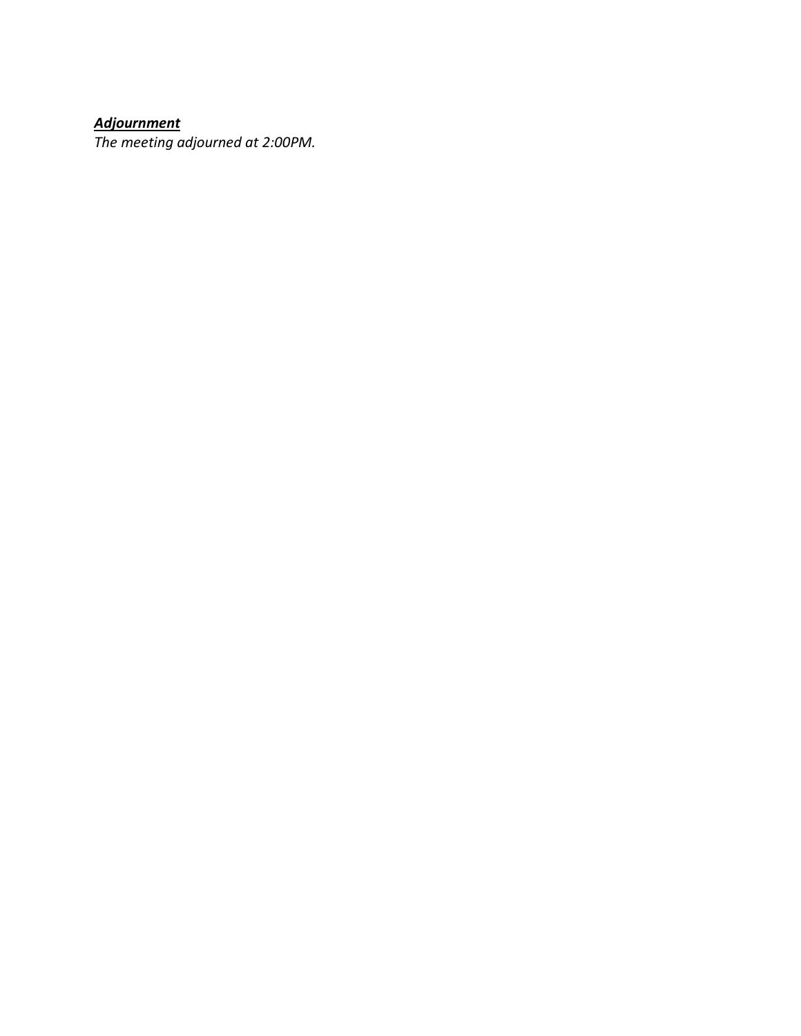***Adjournment***

*The meeting adjourned at 2:00PM.*